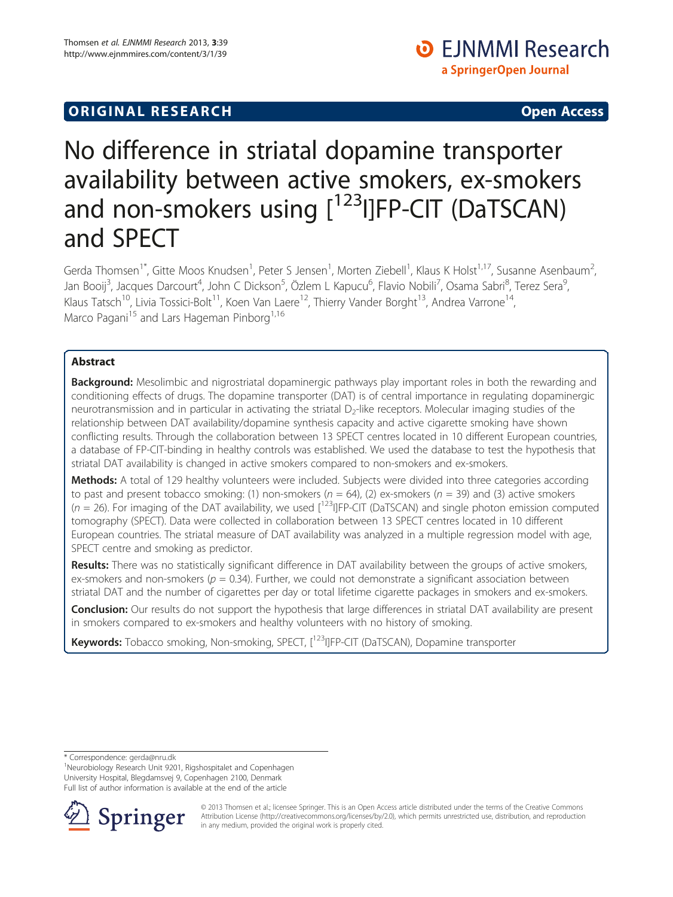ORIGINAL RESEARCH Open Access

# No difference in striatal dopamine transporter availability between active smokers, ex-smokers and non-smokers using [$^{123}$I]FP-CIT (DaTSCAN) and SPECT

Gerda Thomsen[1*], Gitte Moos Knudsen[1], Peter S Jensen[1], Morten Ziebell[1], Klaus K Holst[1,17], Susanne Asenbaum[2], Jan Booij[3], Jacques Darcourt[4], John C Dickson[5], Özlem L Kapucu[6], Flavio Nobili[7], Osama Sabri[8], Terez Sera[9], Klaus Tatsch[10], Livia Tossici-Bolt[11], Koen Van Laere[12], Thierry Vander Borght[13], Andrea Varrone[14], Marco Pagani[15] and Lars Hageman Pinborg[1,16]

## Abstract

**Background:** Mesolimbic and nigrostriatal dopaminergic pathways play important roles in both the rewarding and conditioning effects of drugs. The dopamine transporter (DAT) is of central importance in regulating dopaminergic neurotransmission and in particular in activating the striatal $D_2$-like receptors. Molecular imaging studies of the relationship between DAT availability/dopamine synthesis capacity and active cigarette smoking have shown conflicting results. Through the collaboration between 13 SPECT centres located in 10 different European countries, a database of FP-CIT-binding in healthy controls was established. We used the database to test the hypothesis that striatal DAT availability is changed in active smokers compared to non-smokers and ex-smokers.

**Methods:** A total of 129 healthy volunteers were included. Subjects were divided into three categories according to past and present tobacco smoking: (1) non-smokers ($n = 64$), (2) ex-smokers ($n = 39$) and (3) active smokers ($n = 26$). For imaging of the DAT availability, we used [$^{123}$I]FP-CIT (DaTSCAN) and single photon emission computed tomography (SPECT). Data were collected in collaboration between 13 SPECT centres located in 10 different European countries. The striatal measure of DAT availability was analyzed in a multiple regression model with age, SPECT centre and smoking as predictor.

**Results:** There was no statistically significant difference in DAT availability between the groups of active smokers, ex-smokers and non-smokers ($p = 0.34$). Further, we could not demonstrate a significant association between striatal DAT and the number of cigarettes per day or total lifetime cigarette packages in smokers and ex-smokers.

**Conclusion:** Our results do not support the hypothesis that large differences in striatal DAT availability are present in smokers compared to ex-smokers and healthy volunteers with no history of smoking.

**Keywords:** Tobacco smoking, Non-smoking, SPECT, [$^{123}$I]FP-CIT (DaTSCAN), Dopamine transporter

---

\* Correspondence: gerda@nru.dk

[1]Neurobiology Research Unit 9201, Rigshospitalet and Copenhagen University Hospital, Blegdamsvej 9, Copenhagen 2100, Denmark

Full list of author information is available at the end of the article

© 2013 Thomsen et al.; licensee Springer. This is an Open Access article distributed under the terms of the Creative Commons Attribution License (http://creativecommons.org/licenses/by/2.0), which permits unrestricted use, distribution, and reproduction in any medium, provided the original work is properly cited.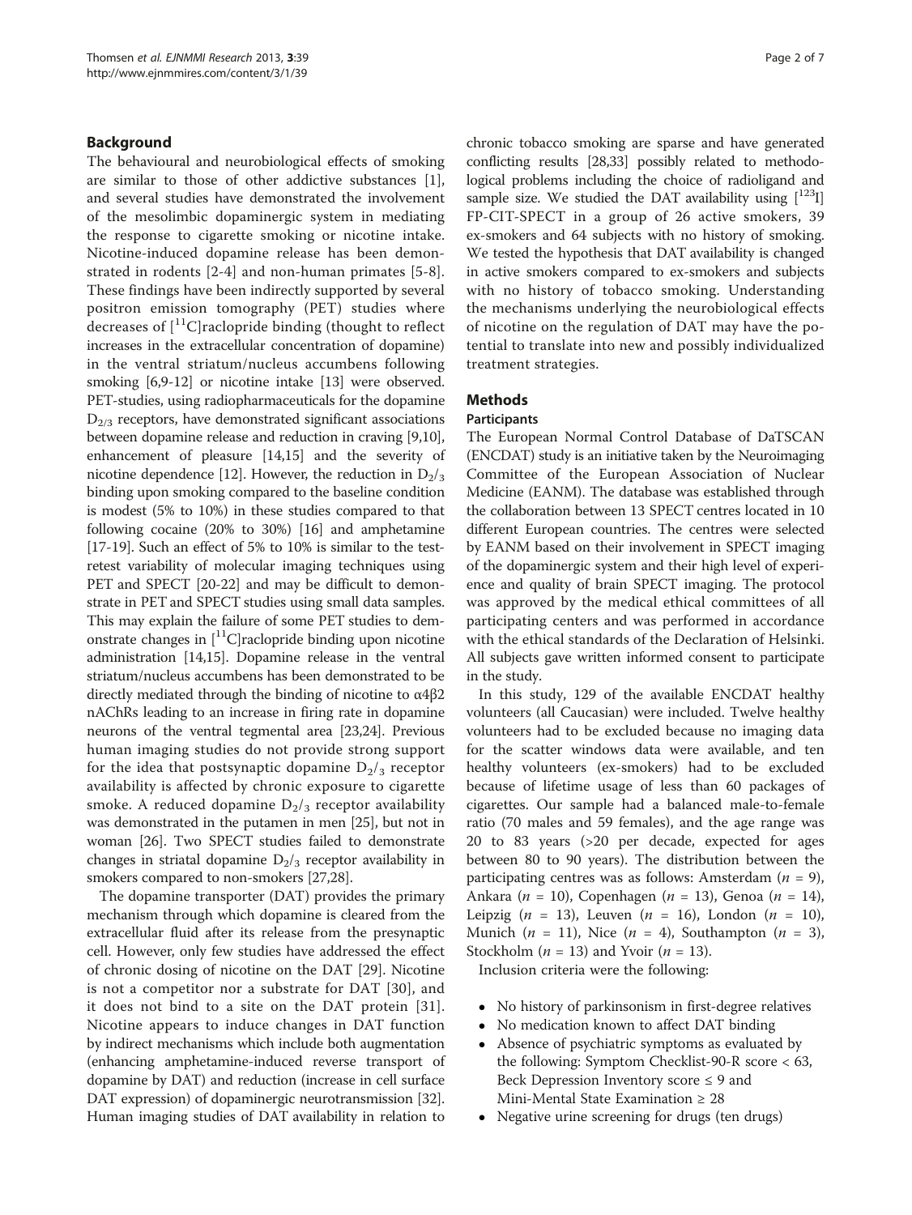## Background

The behavioural and neurobiological effects of smoking are similar to those of other addictive substances [1], and several studies have demonstrated the involvement of the mesolimbic dopaminergic system in mediating the response to cigarette smoking or nicotine intake. Nicotine-induced dopamine release has been demonstrated in rodents [2-4] and non-human primates [5-8]. These findings have been indirectly supported by several positron emission tomography (PET) studies where decreases of [$^{11}$C]raclopride binding (thought to reflect increases in the extracellular concentration of dopamine) in the ventral striatum/nucleus accumbens following smoking [6,9-12] or nicotine intake [13] were observed. PET-studies, using radiopharmaceuticals for the dopamine $D_{2/3}$ receptors, have demonstrated significant associations between dopamine release and reduction in craving [9,10], enhancement of pleasure [14,15] and the severity of nicotine dependence [12]. However, the reduction in $D_2/_3$ binding upon smoking compared to the baseline condition is modest (5% to 10%) in these studies compared to that following cocaine (20% to 30%) [16] and amphetamine [17-19]. Such an effect of 5% to 10% is similar to the test-retest variability of molecular imaging techniques using PET and SPECT [20-22] and may be difficult to demonstrate in PET and SPECT studies using small data samples. This may explain the failure of some PET studies to demonstrate changes in [$^{11}$C]raclopride binding upon nicotine administration [14,15]. Dopamine release in the ventral striatum/nucleus accumbens has been demonstrated to be directly mediated through the binding of nicotine to α4β2 nAChRs leading to an increase in firing rate in dopamine neurons of the ventral tegmental area [23,24]. Previous human imaging studies do not provide strong support for the idea that postsynaptic dopamine $D_2/_3$ receptor availability is affected by chronic exposure to cigarette smoke. A reduced dopamine $D_2/_3$ receptor availability was demonstrated in the putamen in men [25], but not in woman [26]. Two SPECT studies failed to demonstrate changes in striatal dopamine $D_2/_3$ receptor availability in smokers compared to non-smokers [27,28].

The dopamine transporter (DAT) provides the primary mechanism through which dopamine is cleared from the extracellular fluid after its release from the presynaptic cell. However, only few studies have addressed the effect of chronic dosing of nicotine on the DAT [29]. Nicotine is not a competitor nor a substrate for DAT [30], and it does not bind to a site on the DAT protein [31]. Nicotine appears to induce changes in DAT function by indirect mechanisms which include both augmentation (enhancing amphetamine-induced reverse transport of dopamine by DAT) and reduction (increase in cell surface DAT expression) of dopaminergic neurotransmission [32]. Human imaging studies of DAT availability in relation to chronic tobacco smoking are sparse and have generated conflicting results [28,33] possibly related to methodological problems including the choice of radioligand and sample size. We studied the DAT availability using [$^{123}$I] FP-CIT-SPECT in a group of 26 active smokers, 39 ex-smokers and 64 subjects with no history of smoking. We tested the hypothesis that DAT availability is changed in active smokers compared to ex-smokers and subjects with no history of tobacco smoking. Understanding the mechanisms underlying the neurobiological effects of nicotine on the regulation of DAT may have the potential to translate into new and possibly individualized treatment strategies.

## Methods

### Participants

The European Normal Control Database of DaTSCAN (ENCDAT) study is an initiative taken by the Neuroimaging Committee of the European Association of Nuclear Medicine (EANM). The database was established through the collaboration between 13 SPECT centres located in 10 different European countries. The centres were selected by EANM based on their involvement in SPECT imaging of the dopaminergic system and their high level of experience and quality of brain SPECT imaging. The protocol was approved by the medical ethical committees of all participating centers and was performed in accordance with the ethical standards of the Declaration of Helsinki. All subjects gave written informed consent to participate in the study.

In this study, 129 of the available ENCDAT healthy volunteers (all Caucasian) were included. Twelve healthy volunteers had to be excluded because no imaging data for the scatter windows data were available, and ten healthy volunteers (ex-smokers) had to be excluded because of lifetime usage of less than 60 packages of cigarettes. Our sample had a balanced male-to-female ratio (70 males and 59 females), and the age range was 20 to 83 years (>20 per decade, expected for ages between 80 to 90 years). The distribution between the participating centres was as follows: Amsterdam ($n$ = 9), Ankara ($n$ = 10), Copenhagen ($n$ = 13), Genoa ($n$ = 14), Leipzig ($n$ = 13), Leuven ($n$ = 16), London ($n$ = 10), Munich ($n$ = 11), Nice ($n$ = 4), Southampton ($n$ = 3), Stockholm ($n$ = 13) and Yvoir ($n$ = 13).

Inclusion criteria were the following:

- No history of parkinsonism in first-degree relatives
- No medication known to affect DAT binding
- Absence of psychiatric symptoms as evaluated by the following: Symptom Checklist-90-R score < 63, Beck Depression Inventory score ≤ 9 and Mini-Mental State Examination ≥ 28
- Negative urine screening for drugs (ten drugs)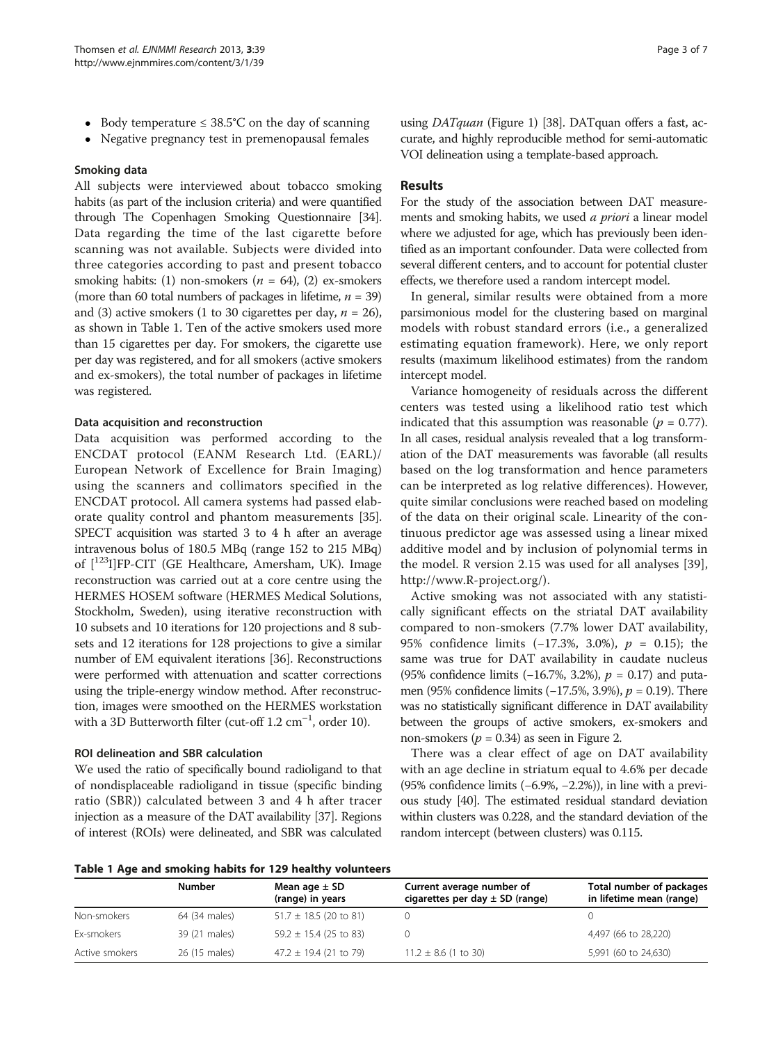- Body temperature ≤ 38.5°C on the day of scanning
- Negative pregnancy test in premenopausal females

### Smoking data

All subjects were interviewed about tobacco smoking habits (as part of the inclusion criteria) and were quantified through The Copenhagen Smoking Questionnaire [34]. Data regarding the time of the last cigarette before scanning was not available. Subjects were divided into three categories according to past and present tobacco smoking habits: (1) non-smokers ($n$ = 64), (2) ex-smokers (more than 60 total numbers of packages in lifetime, $n$ = 39) and (3) active smokers (1 to 30 cigarettes per day, $n$ = 26), as shown in Table 1. Ten of the active smokers used more than 15 cigarettes per day. For smokers, the cigarette use per day was registered, and for all smokers (active smokers and ex-smokers), the total number of packages in lifetime was registered.

### Data acquisition and reconstruction

Data acquisition was performed according to the ENCDAT protocol (EANM Research Ltd. (EARL)/European Network of Excellence for Brain Imaging) using the scanners and collimators specified in the ENCDAT protocol. All camera systems had passed elaborate quality control and phantom measurements [35]. SPECT acquisition was started 3 to 4 h after an average intravenous bolus of 180.5 MBq (range 152 to 215 MBq) of [$^{123}$I]FP-CIT (GE Healthcare, Amersham, UK). Image reconstruction was carried out at a core centre using the HERMES HOSEM software (HERMES Medical Solutions, Stockholm, Sweden), using iterative reconstruction with 10 subsets and 10 iterations for 120 projections and 8 subsets and 12 iterations for 128 projections to give a similar number of EM equivalent iterations [36]. Reconstructions were performed with attenuation and scatter corrections using the triple-energy window method. After reconstruction, images were smoothed on the HERMES workstation with a 3D Butterworth filter (cut-off 1.2 cm$^{-1}$, order 10).

### ROI delineation and SBR calculation

We used the ratio of specifically bound radioligand to that of nondisplaceable radioligand in tissue (specific binding ratio (SBR)) calculated between 3 and 4 h after tracer injection as a measure of the DAT availability [37]. Regions of interest (ROIs) were delineated, and SBR was calculated using *DATquan* (Figure 1) [38]. DATquan offers a fast, accurate, and highly reproducible method for semi-automatic VOI delineation using a template-based approach.

## Results

For the study of the association between DAT measurements and smoking habits, we used *a priori* a linear model where we adjusted for age, which has previously been identified as an important confounder. Data were collected from several different centers, and to account for potential cluster effects, we therefore used a random intercept model.

In general, similar results were obtained from a more parsimonious model for the clustering based on marginal models with robust standard errors (i.e., a generalized estimating equation framework). Here, we only report results (maximum likelihood estimates) from the random intercept model.

Variance homogeneity of residuals across the different centers was tested using a likelihood ratio test which indicated that this assumption was reasonable ($p$ = 0.77). In all cases, residual analysis revealed that a log transformation of the DAT measurements was favorable (all results based on the log transformation and hence parameters can be interpreted as log relative differences). However, quite similar conclusions were reached based on modeling of the data on their original scale. Linearity of the continuous predictor age was assessed using a linear mixed additive model and by inclusion of polynomial terms in the model. R version 2.15 was used for all analyses [39], http://www.R-project.org/).

Active smoking was not associated with any statistically significant effects on the striatal DAT availability compared to non-smokers (7.7% lower DAT availability, 95% confidence limits (−17.3%, 3.0%), $p$ = 0.15); the same was true for DAT availability in caudate nucleus (95% confidence limits (−16.7%, 3.2%), $p$ = 0.17) and putamen (95% confidence limits (−17.5%, 3.9%), $p$ = 0.19). There was no statistically significant difference in DAT availability between the groups of active smokers, ex-smokers and non-smokers ($p$ = 0.34) as seen in Figure 2.

There was a clear effect of age on DAT availability with an age decline in striatum equal to 4.6% per decade (95% confidence limits (−6.9%, −2.2%)), in line with a previous study [40]. The estimated residual standard deviation within clusters was 0.228, and the standard deviation of the random intercept (between clusters) was 0.115.

**Table 1 Age and smoking habits for 129 healthy volunteers**

| | Number | Mean age ± SD (range) in years | Current average number of cigarettes per day ± SD (range) | Total number of packages in lifetime mean (range) |
|---|---|---|---|---|
| Non-smokers | 64 (34 males) | 51.7 ± 18.5 (20 to 81) | 0 | 0 |
| Ex-smokers | 39 (21 males) | 59.2 ± 15.4 (25 to 83) | 0 | 4,497 (66 to 28,220) |
| Active smokers | 26 (15 males) | 47.2 ± 19.4 (21 to 79) | 11.2 ± 8.6 (1 to 30) | 5,991 (60 to 24,630) |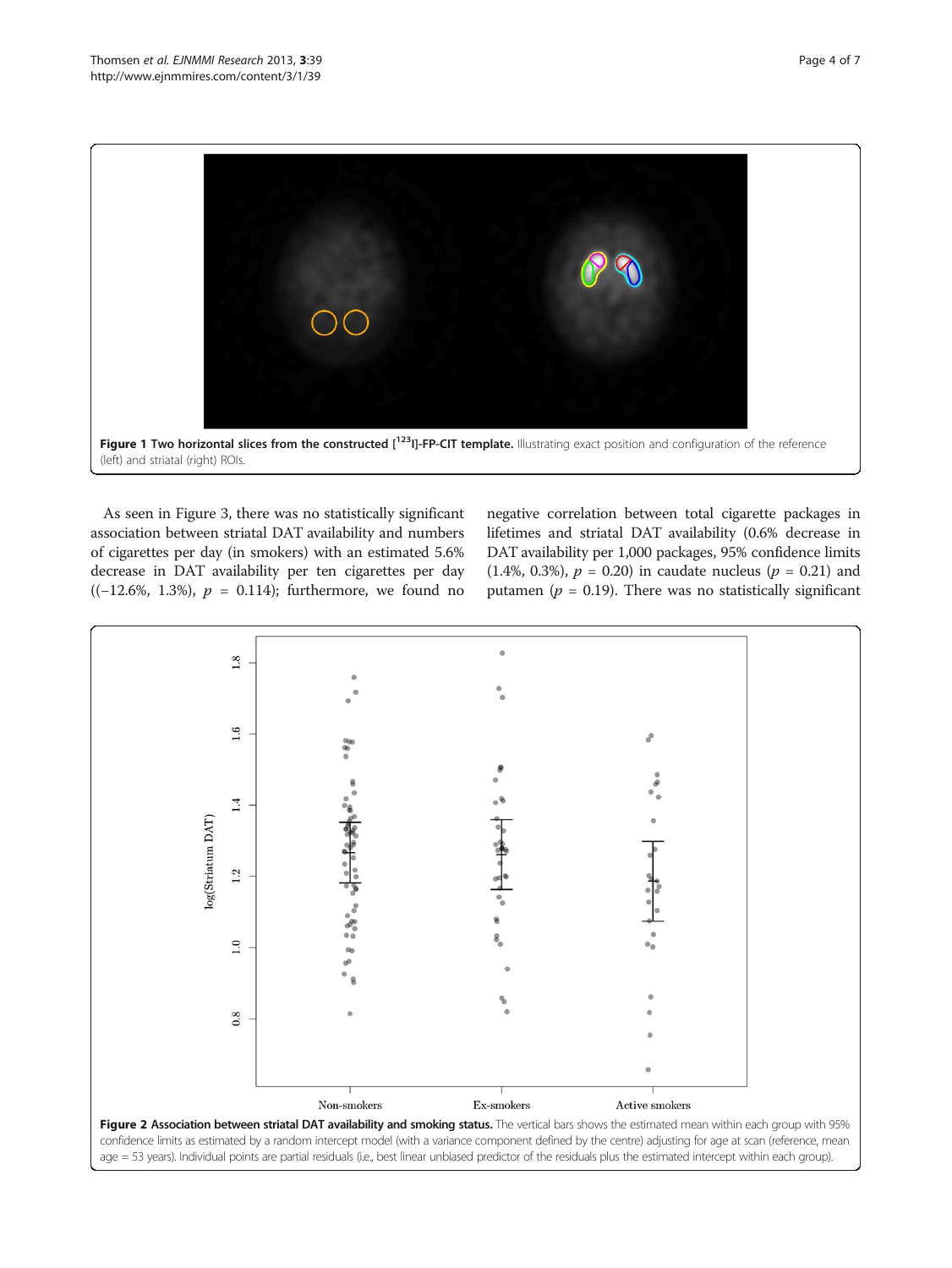**Figure 1 Two horizontal slices from the constructed [$^{123}$I]-FP-CIT template.** Illustrating exact position and configuration of the reference (left) and striatal (right) ROIs.

As seen in Figure 3, there was no statistically significant association between striatal DAT availability and numbers of cigarettes per day (in smokers) with an estimated 5.6% decrease in DAT availability per ten cigarettes per day ((−12.6%, 1.3%), $p$ = 0.114); furthermore, we found no negative correlation between total cigarette packages in lifetimes and striatal DAT availability (0.6% decrease in DAT availability per 1,000 packages, 95% confidence limits (1.4%, 0.3%), $p$ = 0.20) in caudate nucleus ($p$ = 0.21) and putamen ($p$ = 0.19). There was no statistically significant

**Figure 2 Association between striatal DAT availability and smoking status.** The vertical bars shows the estimated mean within each group with 95% confidence limits as estimated by a random intercept model (with a variance component defined by the centre) adjusting for age at scan (reference, mean age = 53 years). Individual points are partial residuals (i.e., best linear unbiased predictor of the residuals plus the estimated intercept within each group).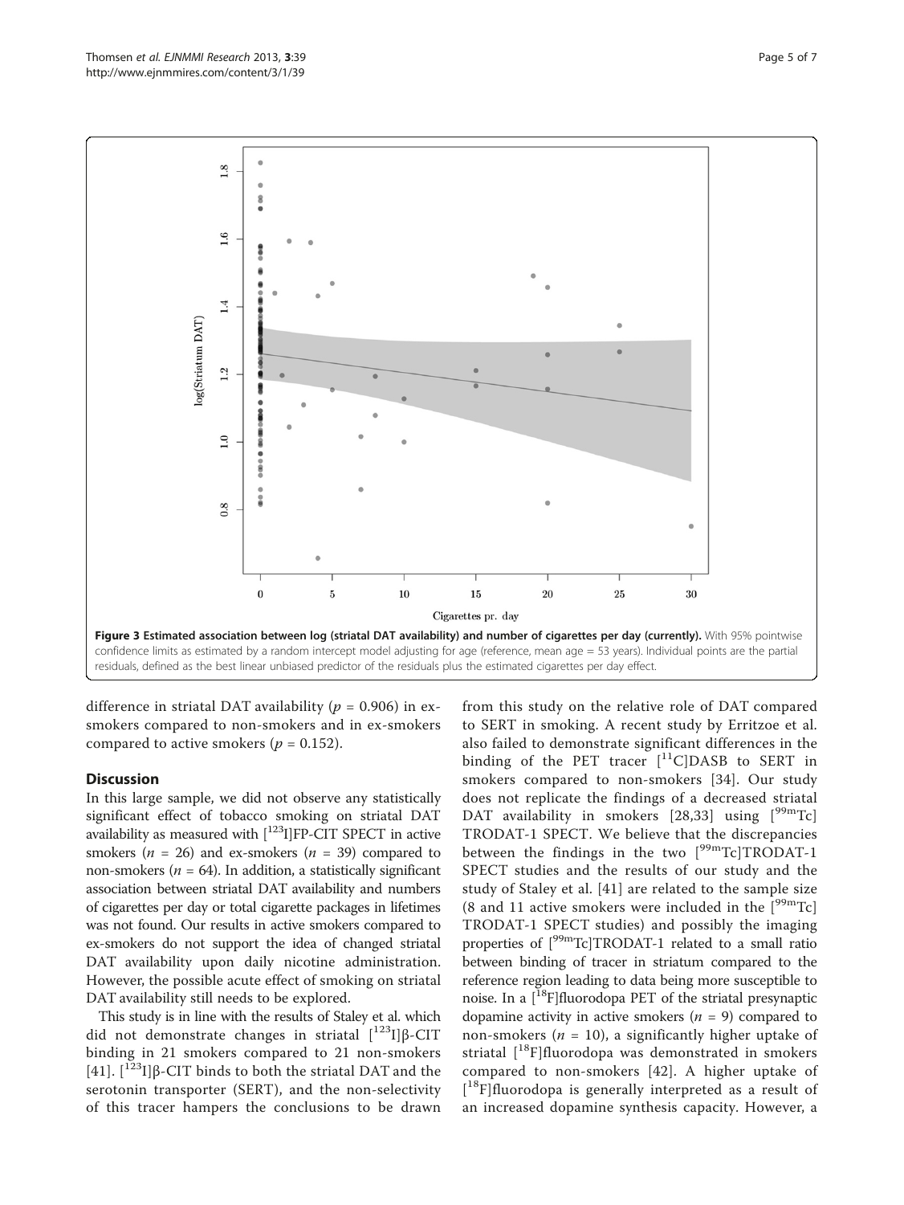Figure 3 Estimated association between log (striatal DAT availability) and number of cigarettes per day (currently). With 95% pointwise confidence limits as estimated by a random intercept model adjusting for age (reference, mean age = 53 years). Individual points are the partial residuals, defined as the best linear unbiased predictor of the residuals plus the estimated cigarettes per day effect.

difference in striatal DAT availability ($p = 0.906$) in ex-smokers compared to non-smokers and in ex-smokers compared to active smokers ($p = 0.152$).

## Discussion

In this large sample, we did not observe any statistically significant effect of tobacco smoking on striatal DAT availability as measured with [$^{123}$I]FP-CIT SPECT in active smokers ($n = 26$) and ex-smokers ($n = 39$) compared to non-smokers ($n = 64$). In addition, a statistically significant association between striatal DAT availability and numbers of cigarettes per day or total cigarette packages in lifetimes was not found. Our results in active smokers compared to ex-smokers do not support the idea of changed striatal DAT availability upon daily nicotine administration. However, the possible acute effect of smoking on striatal DAT availability still needs to be explored.

This study is in line with the results of Staley et al. which did not demonstrate changes in striatal [$^{123}$I]β-CIT binding in 21 smokers compared to 21 non-smokers [41]. [$^{123}$I]β-CIT binds to both the striatal DAT and the serotonin transporter (SERT), and the non-selectivity of this tracer hampers the conclusions to be drawn from this study on the relative role of DAT compared to SERT in smoking. A recent study by Erritzoe et al. also failed to demonstrate significant differences in the binding of the PET tracer [$^{11}$C]DASB to SERT in smokers compared to non-smokers [34]. Our study does not replicate the findings of a decreased striatal DAT availability in smokers [28,33] using [$^{99m}$Tc] TRODAT-1 SPECT. We believe that the discrepancies between the findings in the two [$^{99m}$Tc]TRODAT-1 SPECT studies and the results of our study and the study of Staley et al. [41] are related to the sample size (8 and 11 active smokers were included in the [$^{99m}$Tc] TRODAT-1 SPECT studies) and possibly the imaging properties of [$^{99m}$Tc]TRODAT-1 related to a small ratio between binding of tracer in striatum compared to the reference region leading to data being more susceptible to noise. In a [$^{18}$F]fluorodopa PET of the striatal presynaptic dopamine activity in active smokers ($n = 9$) compared to non-smokers ($n = 10$), a significantly higher uptake of striatal [$^{18}$F]fluorodopa was demonstrated in smokers compared to non-smokers [42]. A higher uptake of [$^{18}$F]fluorodopa is generally interpreted as a result of an increased dopamine synthesis capacity. However, a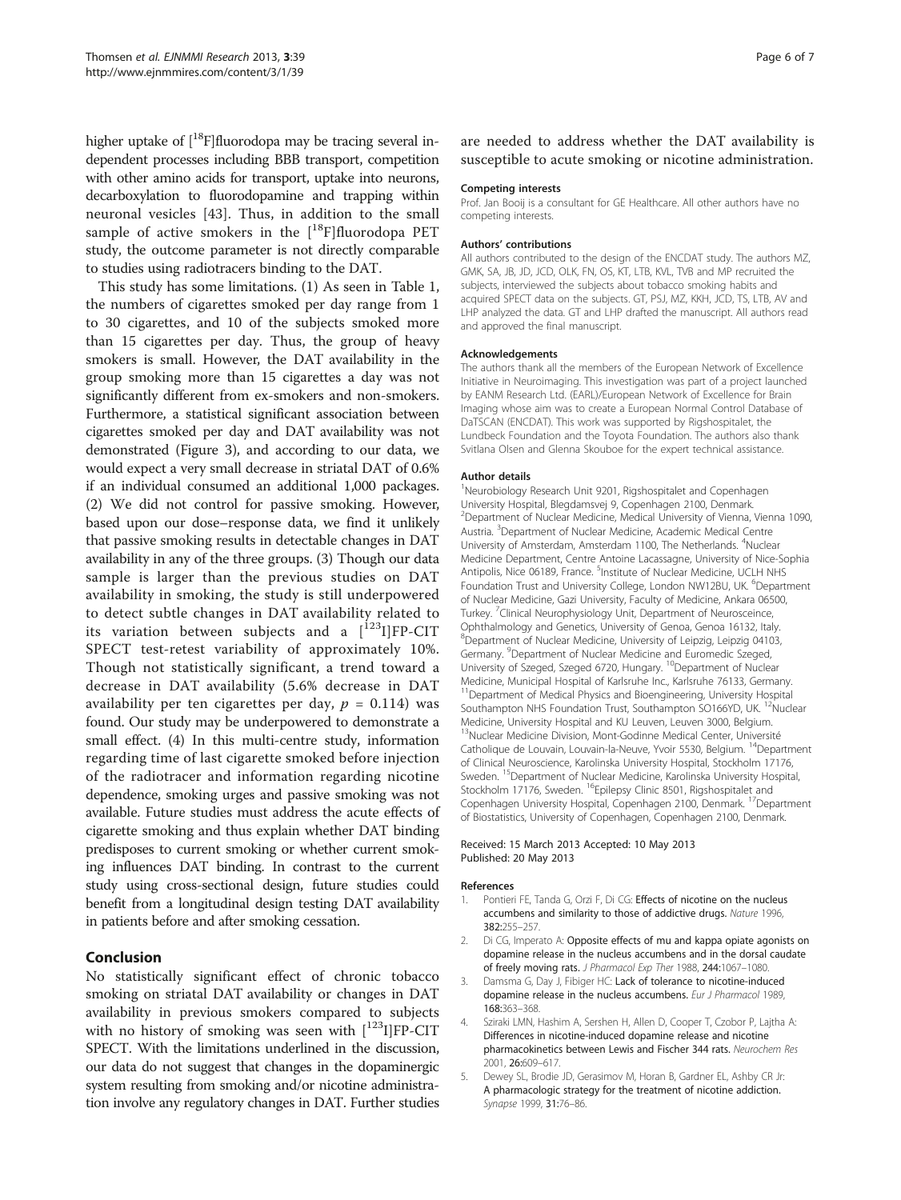higher uptake of [$^{18}$F]fluorodopa may be tracing several independent processes including BBB transport, competition with other amino acids for transport, uptake into neurons, decarboxylation to fluorodopamine and trapping within neuronal vesicles [43]. Thus, in addition to the small sample of active smokers in the [$^{18}$F]fluorodopa PET study, the outcome parameter is not directly comparable to studies using radiotracers binding to the DAT.

This study has some limitations. (1) As seen in Table 1, the numbers of cigarettes smoked per day range from 1 to 30 cigarettes, and 10 of the subjects smoked more than 15 cigarettes per day. Thus, the group of heavy smokers is small. However, the DAT availability in the group smoking more than 15 cigarettes a day was not significantly different from ex-smokers and non-smokers. Furthermore, a statistical significant association between cigarettes smoked per day and DAT availability was not demonstrated (Figure 3), and according to our data, we would expect a very small decrease in striatal DAT of 0.6% if an individual consumed an additional 1,000 packages. (2) We did not control for passive smoking. However, based upon our dose–response data, we find it unlikely that passive smoking results in detectable changes in DAT availability in any of the three groups. (3) Though our data sample is larger than the previous studies on DAT availability in smoking, the study is still underpowered to detect subtle changes in DAT availability related to its variation between subjects and a [$^{123}$I]FP-CIT SPECT test-retest variability of approximately 10%. Though not statistically significant, a trend toward a decrease in DAT availability (5.6% decrease in DAT availability per ten cigarettes per day, $p$ = 0.114) was found. Our study may be underpowered to demonstrate a small effect. (4) In this multi-centre study, information regarding time of last cigarette smoked before injection of the radiotracer and information regarding nicotine dependence, smoking urges and passive smoking was not available. Future studies must address the acute effects of cigarette smoking and thus explain whether DAT binding predisposes to current smoking or whether current smoking influences DAT binding. In contrast to the current study using cross-sectional design, future studies could benefit from a longitudinal design testing DAT availability in patients before and after smoking cessation.

## Conclusion

No statistically significant effect of chronic tobacco smoking on striatal DAT availability or changes in DAT availability in previous smokers compared to subjects with no history of smoking was seen with [$^{123}$I]FP-CIT SPECT. With the limitations underlined in the discussion, our data do not suggest that changes in the dopaminergic system resulting from smoking and/or nicotine administration involve any regulatory changes in DAT. Further studies are needed to address whether the DAT availability is susceptible to acute smoking or nicotine administration.

#### Competing interests

Prof. Jan Booij is a consultant for GE Healthcare. All other authors have no competing interests.

#### Authors' contributions

All authors contributed to the design of the ENCDAT study. The authors MZ, GMK, SA, JB, JD, JCD, OLK, FN, OS, KT, LTB, KVL, TVB and MP recruited the subjects, interviewed the subjects about tobacco smoking habits and acquired SPECT data on the subjects. GT, PSJ, MZ, KKH, JCD, TS, LTB, AV and LHP analyzed the data. GT and LHP drafted the manuscript. All authors read and approved the final manuscript.

#### Acknowledgements

The authors thank all the members of the European Network of Excellence Initiative in Neuroimaging. This investigation was part of a project launched by EANM Research Ltd. (EARL)/European Network of Excellence for Brain Imaging whose aim was to create a European Normal Control Database of DaTSCAN (ENCDAT). This work was supported by Rigshospitalet, the Lundbeck Foundation and the Toyota Foundation. The authors also thank Svitlana Olsen and Glenna Skouboe for the expert technical assistance.

#### Author details

[1]Neurobiology Research Unit 9201, Rigshospitalet and Copenhagen University Hospital, Blegdamsvej 9, Copenhagen 2100, Denmark. [2]Department of Nuclear Medicine, Medical University of Vienna, Vienna 1090, Austria. [3]Department of Nuclear Medicine, Academic Medical Centre University of Amsterdam, Amsterdam 1100, The Netherlands. [4]Nuclear Medicine Department, Centre Antoine Lacassagne, University of Nice-Sophia Antipolis, Nice 06189, France. [5]Institute of Nuclear Medicine, UCLH NHS Foundation Trust and University College, London NW12BU, UK. [6]Department of Nuclear Medicine, Gazi University, Faculty of Medicine, Ankara 06500, Turkey. [7]Clinical Neurophysiology Unit, Department of Neurosceince, Ophthalmology and Genetics, University of Genoa, Genoa 16132, Italy. [8]Department of Nuclear Medicine, University of Leipzig, Leipzig 04103, Germany. [9]Department of Nuclear Medicine and Euromedic Szeged, University of Szeged, Szeged 6720, Hungary. [10]Department of Nuclear Medicine, Municipal Hospital of Karlsruhe Inc., Karlsruhe 76133, Germany. [11]Department of Medical Physics and Bioengineering, University Hospital Southampton NHS Foundation Trust, Southampton SO166YD, UK. [12]Nuclear Medicine, University Hospital and KU Leuven, Leuven 3000, Belgium. [13]Nuclear Medicine Division, Mont-Godinne Medical Center, Université Catholique de Louvain, Louvain-la-Neuve, Yvoir 5530, Belgium. [14]Department of Clinical Neuroscience, Karolinska University Hospital, Stockholm 17176, Sweden. [15]Department of Nuclear Medicine, Karolinska University Hospital, Stockholm 17176, Sweden. [16]Epilepsy Clinic 8501, Rigshospitalet and Copenhagen University Hospital, Copenhagen 2100, Denmark. [17]Department of Biostatistics, University of Copenhagen, Copenhagen 2100, Denmark.

Received: 15 March 2013 Accepted: 10 May 2013
Published: 20 May 2013

#### References

1. Pontieri FE, Tanda G, Orzi F, Di CG: **Effects of nicotine on the nucleus accumbens and similarity to those of addictive drugs.** *Nature* 1996, **382:**255–257.
2. Di CG, Imperato A: **Opposite effects of mu and kappa opiate agonists on dopamine release in the nucleus accumbens and in the dorsal caudate of freely moving rats.** *J Pharmacol Exp Ther* 1988, **244:**1067–1080.
3. Damsma G, Day J, Fibiger HC: **Lack of tolerance to nicotine-induced dopamine release in the nucleus accumbens.** *Eur J Pharmacol* 1989, **168:**363–368.
4. Sziraki LMN, Hashim A, Sershen H, Allen D, Cooper T, Czobor P, Lajtha A: **Differences in nicotine-induced dopamine release and nicotine pharmacokinetics between Lewis and Fischer 344 rats.** *Neurochem Res* 2001, **26:**609–617.
5. Dewey SL, Brodie JD, Gerasimov M, Horan B, Gardner EL, Ashby CR Jr: **A pharmacologic strategy for the treatment of nicotine addiction.** *Synapse* 1999, **31:**76–86.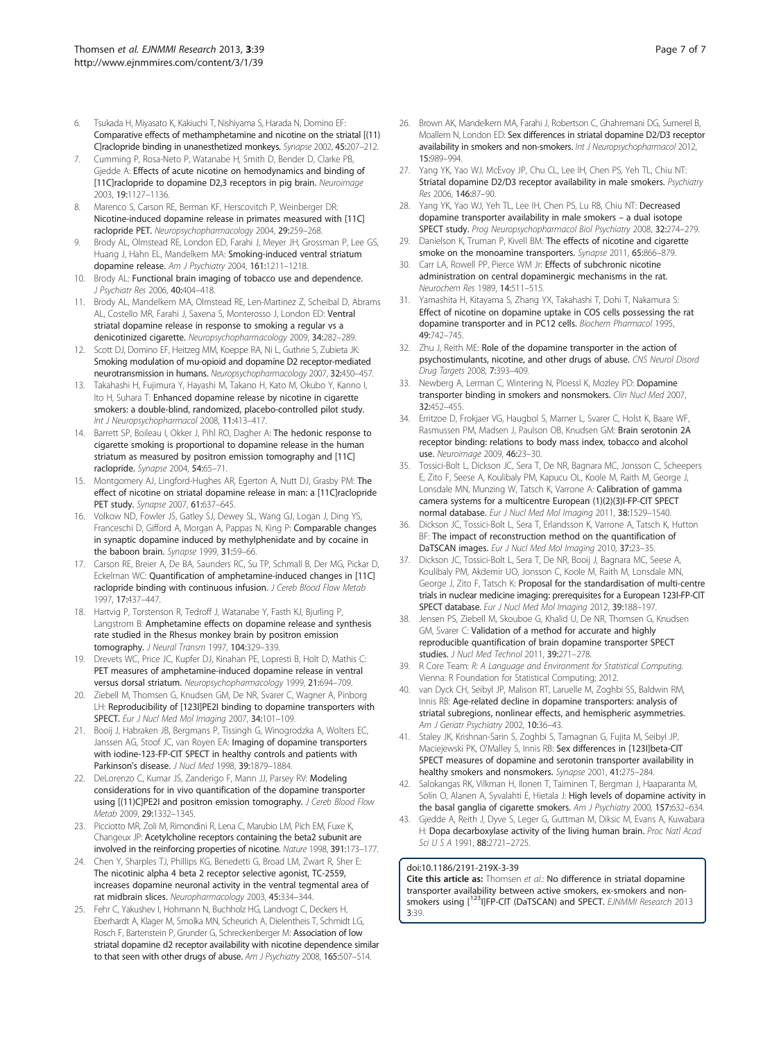6. Tsukada H, Miyasato K, Kakiuchi T, Nishiyama S, Harada N, Domino EF: **Comparative effects of methamphetamine and nicotine on the striatal [(11) C]raclopride binding in unanesthetized monkeys.** *Synapse* 2002, **45:**207–212.
7. Cumming P, Rosa-Neto P, Watanabe H, Smith D, Bender D, Clarke PB, Gjedde A: **Effects of acute nicotine on hemodynamics and binding of [11C]raclopride to dopamine D2,3 receptors in pig brain.** *Neuroimage* 2003, **19:**1127–1136.
8. Marenco S, Carson RE, Berman KF, Herscovitch P, Weinberger DR: **Nicotine-induced dopamine release in primates measured with [11C] raclopride PET.** *Neuropsychopharmacology* 2004, **29:**259–268.
9. Brody AL, Olmstead RE, London ED, Farahi J, Meyer JH, Grossman P, Lee GS, Huang J, Hahn EL, Mandelkern MA: **Smoking-induced ventral striatum dopamine release.** *Am J Psychiatry* 2004, **161:**1211–1218.
10. Brody AL: **Functional brain imaging of tobacco use and dependence.** *J Psychiatr Res* 2006, **40:**404–418.
11. Brody AL, Mandelkern MA, Olmstead RE, Len-Martinez Z, Scheibal D, Abrams AL, Costello MR, Farahi J, Saxena S, Monterosso J, London ED: **Ventral striatal dopamine release in response to smoking a regular vs a denicotinized cigarette.** *Neuropsychopharmacology* 2009, **34:**282–289.
12. Scott DJ, Domino EF, Heitzeg MM, Koeppe RA, Ni L, Guthrie S, Zubieta JK: **Smoking modulation of mu-opioid and dopamine D2 receptor-mediated neurotransmission in humans.** *Neuropsychopharmacology* 2007, **32:**450–457.
13. Takahashi H, Fujimura Y, Hayashi M, Takano H, Kato M, Okubo Y, Kanno I, Ito H, Suhara T: **Enhanced dopamine release by nicotine in cigarette smokers: a double-blind, randomized, placebo-controlled pilot study.** *Int J Neuropsychopharmacol* 2008, **11:**413–417.
14. Barrett SP, Boileau I, Okker J, Pihl RO, Dagher A: **The hedonic response to cigarette smoking is proportional to dopamine release in the human striatum as measured by positron emission tomography and [11C] raclopride.** *Synapse* 2004, **54:**65–71.
15. Montgomery AJ, Lingford-Hughes AR, Egerton A, Nutt DJ, Grasby PM: **The effect of nicotine on striatal dopamine release in man: a [11C]raclopride PET study.** *Synapse* 2007, **61:**637–645.
16. Volkow ND, Fowler JS, Gatley SJ, Dewey SL, Wang GJ, Logan J, Ding YS, Franceschi D, Gifford A, Morgan A, Pappas N, King P: **Comparable changes in synaptic dopamine induced by methylphenidate and by cocaine in the baboon brain.** *Synapse* 1999, **31:**59–66.
17. Carson RE, Breier A, De BA, Saunders RC, Su TP, Schmall B, Der MG, Pickar D, Eckelman WC: **Quantification of amphetamine-induced changes in [11C] raclopride binding with continuous infusion.** *J Cereb Blood Flow Metab* 1997, **17:**437–447.
18. Hartvig P, Torstenson R, Tedroff J, Watanabe Y, Fasth KJ, Bjurling P, Langstrom B: **Amphetamine effects on dopamine release and synthesis rate studied in the Rhesus monkey brain by positron emission tomography.** *J Neural Transm* 1997, **104:**329–339.
19. Drevets WC, Price JC, Kupfer DJ, Kinahan PE, Lopresti B, Holt D, Mathis C: **PET measures of amphetamine-induced dopamine release in ventral versus dorsal striatum.** *Neuropsychopharmacology* 1999, **21:**694–709.
20. Ziebell M, Thomsen G, Knudsen GM, De NR, Svarer C, Wagner A, Pinborg LH: **Reproducibility of [123I]PE2I binding to dopamine transporters with SPECT.** *Eur J Nucl Med Mol Imaging* 2007, **34:**101–109.
21. Booij J, Habraken JB, Bergmans P, Tissingh G, Winogrodzka A, Wolters EC, Janssen AG, Stoof JC, van Royen EA: **Imaging of dopamine transporters with iodine-123-FP-CIT SPECT in healthy controls and patients with Parkinson's disease.** *J Nucl Med* 1998, **39:**1879–1884.
22. DeLorenzo C, Kumar JS, Zanderigo F, Mann JJ, Parsey RV: **Modeling considerations for in vivo quantification of the dopamine transporter using [(11)C]PE2I and positron emission tomography.** *J Cereb Blood Flow Metab* 2009, **29:**1332–1345.
23. Picciotto MR, Zoli M, Rimondini R, Lena C, Marubio LM, Pich EM, Fuxe K, Changeux JP: **Acetylcholine receptors containing the beta2 subunit are involved in the reinforcing properties of nicotine.** *Nature* 1998, **391:**173–177.
24. Chen Y, Sharples TJ, Phillips KG, Benedetti G, Broad LM, Zwart R, Sher E: **The nicotinic alpha 4 beta 2 receptor selective agonist, TC-2559, increases dopamine neuronal activity in the ventral tegmental area of rat midbrain slices.** *Neuropharmacology* 2003, **45:**334–344.
25. Fehr C, Yakushev I, Hohmann N, Buchholz HG, Landvogt C, Deckers H, Eberhardt A, Klager M, Smolka MN, Scheurich A, Dielentheis T, Schmidt LG, Rosch F, Bartenstein P, Grunder G, Schreckenberger M: **Association of low striatal dopamine d2 receptor availability with nicotine dependence similar to that seen with other drugs of abuse.** *Am J Psychiatry* 2008, **165:**507–514.
26. Brown AK, Mandelkern MA, Farahi J, Robertson C, Ghahremani DG, Sumerel B, Moallem N, London ED: **Sex differences in striatal dopamine D2/D3 receptor availability in smokers and non-smokers.** *Int J Neuropsychopharmacol* 2012, **15:**989–994.
27. Yang YK, Yao WJ, McEvoy JP, Chu CL, Lee IH, Chen PS, Yeh TL, Chiu NT: **Striatal dopamine D2/D3 receptor availability in male smokers.** *Psychiatry Res* 2006, **146:**87–90.
28. Yang YK, Yao WJ, Yeh TL, Lee IH, Chen PS, Lu RB, Chiu NT: **Decreased dopamine transporter availability in male smokers – a dual isotope SPECT study.** *Prog Neuropsychopharmacol Biol Psychiatry* 2008, **32:**274–279.
29. Danielson K, Truman P, Kivell BM: **The effects of nicotine and cigarette smoke on the monoamine transporters.** *Synapse* 2011, **65:**866–879.
30. Carr LA, Rowell PP, Pierce WM Jr: **Effects of subchronic nicotine administration on central dopaminergic mechanisms in the rat.** *Neurochem Res* 1989, **14:**511–515.
31. Yamashita H, Kitayama S, Zhang YX, Takahashi T, Dohi T, Nakamura S: **Effect of nicotine on dopamine uptake in COS cells possessing the rat dopamine transporter and in PC12 cells.** *Biochem Pharmacol* 1995, **49:**742–745.
32. Zhu J, Reith ME: **Role of the dopamine transporter in the action of psychostimulants, nicotine, and other drugs of abuse.** *CNS Neurol Disord Drug Targets* 2008, **7:**393–409.
33. Newberg A, Lerman C, Wintering N, Ploessl K, Mozley PD: **Dopamine transporter binding in smokers and nonsmokers.** *Clin Nucl Med* 2007, **32:**452–455.
34. Erritzoe D, Frokjaer VG, Haugbol S, Marner L, Svarer C, Holst K, Baare WF, Rasmussen PM, Madsen J, Paulson OB, Knudsen GM: **Brain serotonin 2A receptor binding: relations to body mass index, tobacco and alcohol use.** *Neuroimage* 2009, **46:**23–30.
35. Tossici-Bolt L, Dickson JC, Sera T, De NR, Bagnara MC, Jonsson C, Scheepers E, Zito F, Seese A, Koulibaly PM, Kapucu OL, Koole M, Raith M, George J, Lonsdale MN, Munzing W, Tatsch K, Varrone A: **Calibration of gamma camera systems for a multicentre European (1)(2)(3)I-FP-CIT SPECT normal database.** *Eur J Nucl Med Mol Imaging* 2011, **38:**1529–1540.
36. Dickson JC, Tossici-Bolt L, Sera T, Erlandsson K, Varrone A, Tatsch K, Hutton BF: **The impact of reconstruction method on the quantification of DaTSCAN images.** *Eur J Nucl Med Mol Imaging* 2010, **37:**23–35.
37. Dickson JC, Tossici-Bolt L, Sera T, De NR, Booij J, Bagnara MC, Seese A, Koulibaly PM, Akdemir UO, Jonsson C, Koole M, Raith M, Lonsdale MN, George J, Zito F, Tatsch K: **Proposal for the standardisation of multi-centre trials in nuclear medicine imaging: prerequisites for a European 123I-FP-CIT SPECT database.** *Eur J Nucl Med Mol Imaging* 2012, **39:**188–197.
38. Jensen PS, Ziebell M, Skouboe G, Khalid U, De NR, Thomsen G, Knudsen GM, Svarer C: **Validation of a method for accurate and highly reproducible quantification of brain dopamine transporter SPECT studies.** *J Nucl Med Technol* 2011, **39:**271–278.
39. R Core Team: *R: A Language and Environment for Statistical Computing.* Vienna: R Foundation for Statistical Computing; 2012.
40. van Dyck CH, Seibyl JP, Malison RT, Laruelle M, Zoghbi SS, Baldwin RM, Innis RB: **Age-related decline in dopamine transporters: analysis of striatal subregions, nonlinear effects, and hemispheric asymmetries.** *Am J Geriatr Psychiatry* 2002, **10:**36–43.
41. Staley JK, Krishnan-Sarin S, Zoghbi S, Tamagnan G, Fujita M, Seibyl JP, Maciejewski PK, O'Malley S, Innis RB: **Sex differences in [123I]beta-CIT SPECT measures of dopamine and serotonin transporter availability in healthy smokers and nonsmokers.** *Synapse* 2001, **41:**275–284.
42. Salokangas RK, Vilkman H, Ilonen T, Taiminen T, Bergman J, Haaparanta M, Solin O, Alanen A, Syvalahti E, Hietala J: **High levels of dopamine activity in the basal ganglia of cigarette smokers.** *Am J Psychiatry* 2000, **157:**632–634.
43. Gjedde A, Reith J, Dyve S, Leger G, Guttman M, Diksic M, Evans A, Kuwabara H: **Dopa decarboxylase activity of the living human brain.** *Proc Natl Acad Sci U S A* 1991, **88:**2721–2725.

doi:10.1186/2191-219X-3-39

**Cite this article as:** Thomsen *et al.*: No difference in striatal dopamine transporter availability between active smokers, ex-smokers and non-smokers using [$^{123}$I]FP-CIT (DaTSCAN) and SPECT. *EJNMMI Research* 2013 **3**:39.